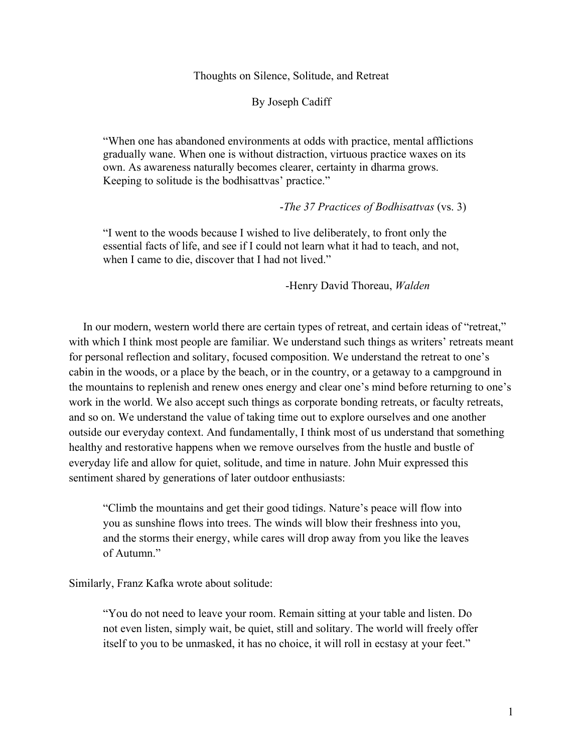# Thoughts on Silence, Solitude, and Retreat

By Joseph Cadiff

> "When one has abandoned environments at odds with practice, mental afflictions gradually wane. When one is without distraction, virtuous practice waxes on its own. As awareness naturally becomes clearer, certainty in dharma grows. Keeping to solitude is the bodhisattvas' practice."
>
> -*The 37 Practices of Bodhisattvas* (vs. 3)

> "I went to the woods because I wished to live deliberately, to front only the essential facts of life, and see if I could not learn what it had to teach, and not, when I came to die, discover that I had not lived."
>
> -Henry David Thoreau, *Walden*

In our modern, western world there are certain types of retreat, and certain ideas of "retreat," with which I think most people are familiar. We understand such things as writers' retreats meant for personal reflection and solitary, focused composition. We understand the retreat to one's cabin in the woods, or a place by the beach, or in the country, or a getaway to a campground in the mountains to replenish and renew ones energy and clear one's mind before returning to one's work in the world. We also accept such things as corporate bonding retreats, or faculty retreats, and so on. We understand the value of taking time out to explore ourselves and one another outside our everyday context. And fundamentally, I think most of us understand that something healthy and restorative happens when we remove ourselves from the hustle and bustle of everyday life and allow for quiet, solitude, and time in nature. John Muir expressed this sentiment shared by generations of later outdoor enthusiasts:

> "Climb the mountains and get their good tidings. Nature's peace will flow into you as sunshine flows into trees. The winds will blow their freshness into you, and the storms their energy, while cares will drop away from you like the leaves of Autumn."

Similarly, Franz Kafka wrote about solitude:

> "You do not need to leave your room. Remain sitting at your table and listen. Do not even listen, simply wait, be quiet, still and solitary. The world will freely offer itself to you to be unmasked, it has no choice, it will roll in ecstasy at your feet."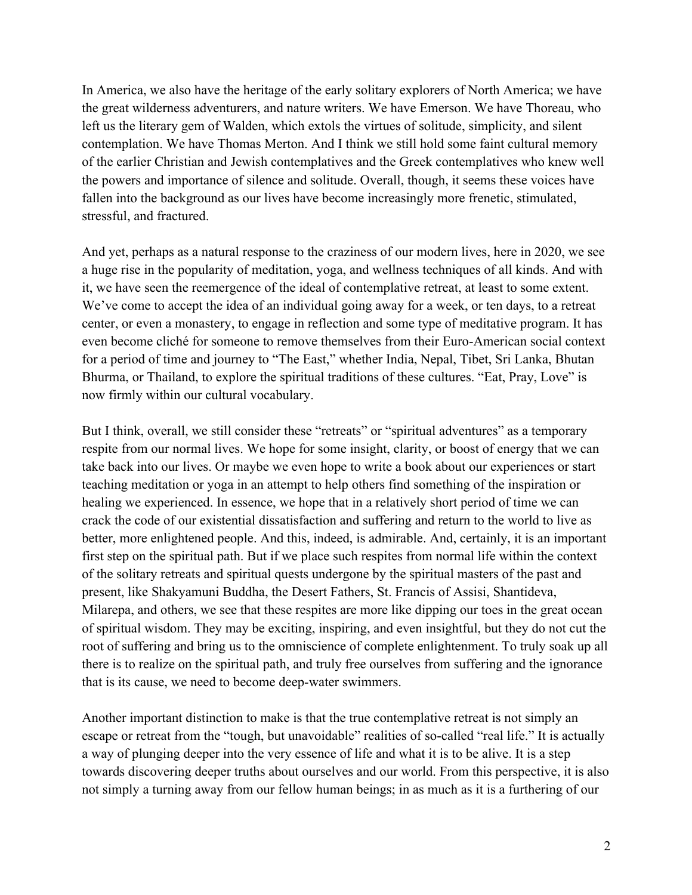In America, we also have the heritage of the early solitary explorers of North America; we have the great wilderness adventurers, and nature writers. We have Emerson. We have Thoreau, who left us the literary gem of Walden, which extols the virtues of solitude, simplicity, and silent contemplation. We have Thomas Merton. And I think we still hold some faint cultural memory of the earlier Christian and Jewish contemplatives and the Greek contemplatives who knew well the powers and importance of silence and solitude. Overall, though, it seems these voices have fallen into the background as our lives have become increasingly more frenetic, stimulated, stressful, and fractured.

And yet, perhaps as a natural response to the craziness of our modern lives, here in 2020, we see a huge rise in the popularity of meditation, yoga, and wellness techniques of all kinds. And with it, we have seen the reemergence of the ideal of contemplative retreat, at least to some extent. We've come to accept the idea of an individual going away for a week, or ten days, to a retreat center, or even a monastery, to engage in reflection and some type of meditative program. It has even become cliché for someone to remove themselves from their Euro-American social context for a period of time and journey to "The East," whether India, Nepal, Tibet, Sri Lanka, Bhutan Bhurma, or Thailand, to explore the spiritual traditions of these cultures. "Eat, Pray, Love" is now firmly within our cultural vocabulary.

But I think, overall, we still consider these "retreats" or "spiritual adventures" as a temporary respite from our normal lives. We hope for some insight, clarity, or boost of energy that we can take back into our lives. Or maybe we even hope to write a book about our experiences or start teaching meditation or yoga in an attempt to help others find something of the inspiration or healing we experienced. In essence, we hope that in a relatively short period of time we can crack the code of our existential dissatisfaction and suffering and return to the world to live as better, more enlightened people. And this, indeed, is admirable. And, certainly, it is an important first step on the spiritual path. But if we place such respites from normal life within the context of the solitary retreats and spiritual quests undergone by the spiritual masters of the past and present, like Shakyamuni Buddha, the Desert Fathers, St. Francis of Assisi, Shantideva, Milarepa, and others, we see that these respites are more like dipping our toes in the great ocean of spiritual wisdom. They may be exciting, inspiring, and even insightful, but they do not cut the root of suffering and bring us to the omniscience of complete enlightenment. To truly soak up all there is to realize on the spiritual path, and truly free ourselves from suffering and the ignorance that is its cause, we need to become deep-water swimmers.

Another important distinction to make is that the true contemplative retreat is not simply an escape or retreat from the "tough, but unavoidable" realities of so-called "real life." It is actually a way of plunging deeper into the very essence of life and what it is to be alive. It is a step towards discovering deeper truths about ourselves and our world. From this perspective, it is also not simply a turning away from our fellow human beings; in as much as it is a furthering of our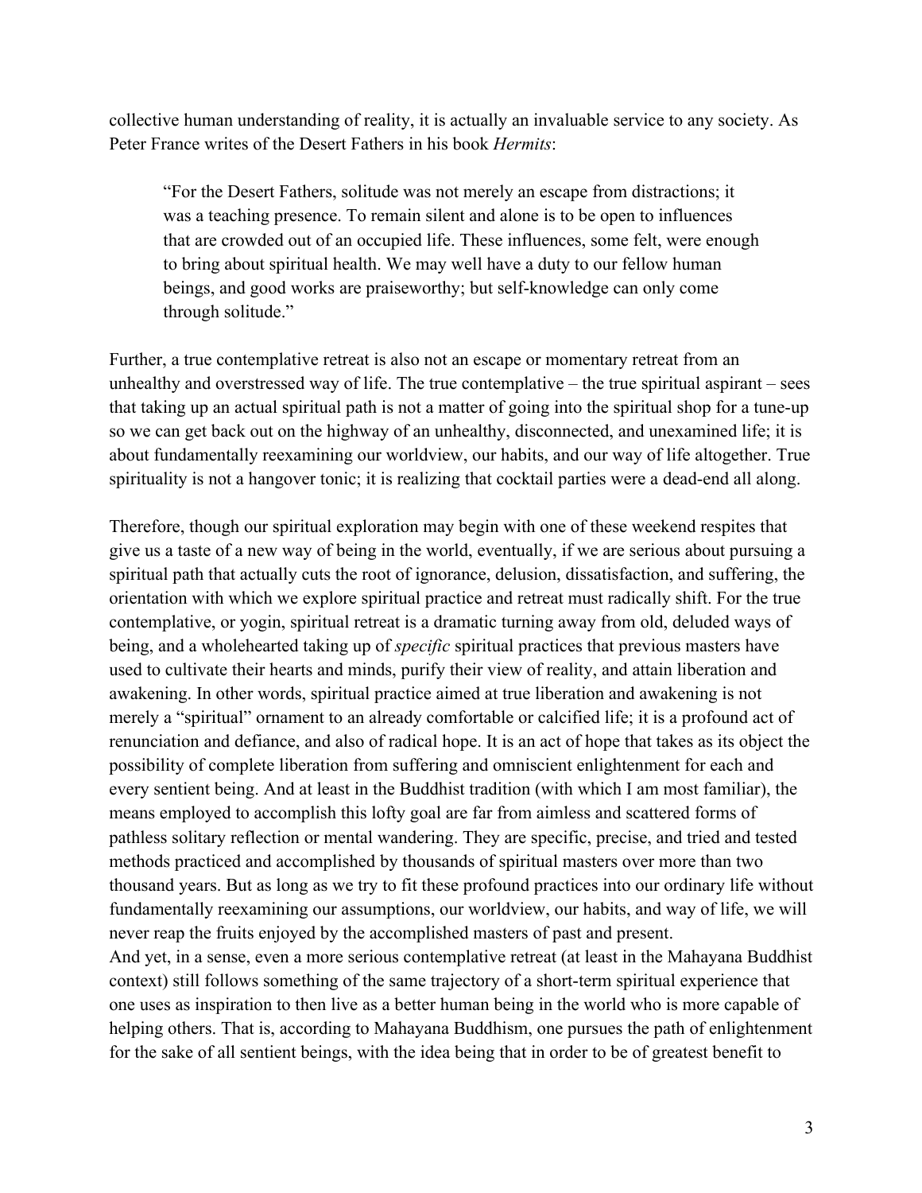collective human understanding of reality, it is actually an invaluable service to any society. As Peter France writes of the Desert Fathers in his book *Hermits*:

> "For the Desert Fathers, solitude was not merely an escape from distractions; it was a teaching presence. To remain silent and alone is to be open to influences that are crowded out of an occupied life. These influences, some felt, were enough to bring about spiritual health. We may well have a duty to our fellow human beings, and good works are praiseworthy; but self-knowledge can only come through solitude."

Further, a true contemplative retreat is also not an escape or momentary retreat from an unhealthy and overstressed way of life. The true contemplative – the true spiritual aspirant – sees that taking up an actual spiritual path is not a matter of going into the spiritual shop for a tune-up so we can get back out on the highway of an unhealthy, disconnected, and unexamined life; it is about fundamentally reexamining our worldview, our habits, and our way of life altogether. True spirituality is not a hangover tonic; it is realizing that cocktail parties were a dead-end all along.

Therefore, though our spiritual exploration may begin with one of these weekend respites that give us a taste of a new way of being in the world, eventually, if we are serious about pursuing a spiritual path that actually cuts the root of ignorance, delusion, dissatisfaction, and suffering, the orientation with which we explore spiritual practice and retreat must radically shift. For the true contemplative, or yogin, spiritual retreat is a dramatic turning away from old, deluded ways of being, and a wholehearted taking up of *specific* spiritual practices that previous masters have used to cultivate their hearts and minds, purify their view of reality, and attain liberation and awakening. In other words, spiritual practice aimed at true liberation and awakening is not merely a "spiritual" ornament to an already comfortable or calcified life; it is a profound act of renunciation and defiance, and also of radical hope. It is an act of hope that takes as its object the possibility of complete liberation from suffering and omniscient enlightenment for each and every sentient being. And at least in the Buddhist tradition (with which I am most familiar), the means employed to accomplish this lofty goal are far from aimless and scattered forms of pathless solitary reflection or mental wandering. They are specific, precise, and tried and tested methods practiced and accomplished by thousands of spiritual masters over more than two thousand years. But as long as we try to fit these profound practices into our ordinary life without fundamentally reexamining our assumptions, our worldview, our habits, and way of life, we will never reap the fruits enjoyed by the accomplished masters of past and present.

And yet, in a sense, even a more serious contemplative retreat (at least in the Mahayana Buddhist context) still follows something of the same trajectory of a short-term spiritual experience that one uses as inspiration to then live as a better human being in the world who is more capable of helping others. That is, according to Mahayana Buddhism, one pursues the path of enlightenment for the sake of all sentient beings, with the idea being that in order to be of greatest benefit to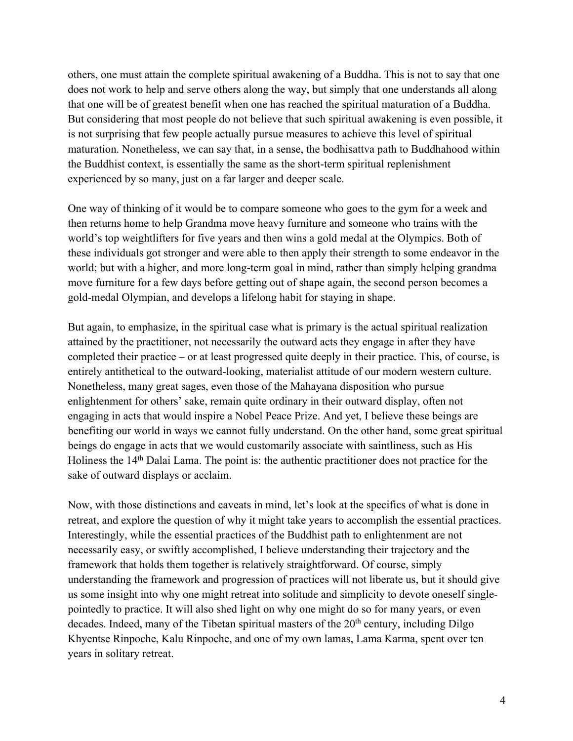others, one must attain the complete spiritual awakening of a Buddha. This is not to say that one does not work to help and serve others along the way, but simply that one understands all along that one will be of greatest benefit when one has reached the spiritual maturation of a Buddha. But considering that most people do not believe that such spiritual awakening is even possible, it is not surprising that few people actually pursue measures to achieve this level of spiritual maturation. Nonetheless, we can say that, in a sense, the bodhisattva path to Buddhahood within the Buddhist context, is essentially the same as the short-term spiritual replenishment experienced by so many, just on a far larger and deeper scale.

One way of thinking of it would be to compare someone who goes to the gym for a week and then returns home to help Grandma move heavy furniture and someone who trains with the world's top weightlifters for five years and then wins a gold medal at the Olympics. Both of these individuals got stronger and were able to then apply their strength to some endeavor in the world; but with a higher, and more long-term goal in mind, rather than simply helping grandma move furniture for a few days before getting out of shape again, the second person becomes a gold-medal Olympian, and develops a lifelong habit for staying in shape.

But again, to emphasize, in the spiritual case what is primary is the actual spiritual realization attained by the practitioner, not necessarily the outward acts they engage in after they have completed their practice – or at least progressed quite deeply in their practice. This, of course, is entirely antithetical to the outward-looking, materialist attitude of our modern western culture. Nonetheless, many great sages, even those of the Mahayana disposition who pursue enlightenment for others' sake, remain quite ordinary in their outward display, often not engaging in acts that would inspire a Nobel Peace Prize. And yet, I believe these beings are benefiting our world in ways we cannot fully understand. On the other hand, some great spiritual beings do engage in acts that we would customarily associate with saintliness, such as His Holiness the 14th Dalai Lama. The point is: the authentic practitioner does not practice for the sake of outward displays or acclaim.

Now, with those distinctions and caveats in mind, let's look at the specifics of what is done in retreat, and explore the question of why it might take years to accomplish the essential practices. Interestingly, while the essential practices of the Buddhist path to enlightenment are not necessarily easy, or swiftly accomplished, I believe understanding their trajectory and the framework that holds them together is relatively straightforward. Of course, simply understanding the framework and progression of practices will not liberate us, but it should give us some insight into why one might retreat into solitude and simplicity to devote oneself single-pointedly to practice. It will also shed light on why one might do so for many years, or even decades. Indeed, many of the Tibetan spiritual masters of the 20th century, including Dilgo Khyentse Rinpoche, Kalu Rinpoche, and one of my own lamas, Lama Karma, spent over ten years in solitary retreat.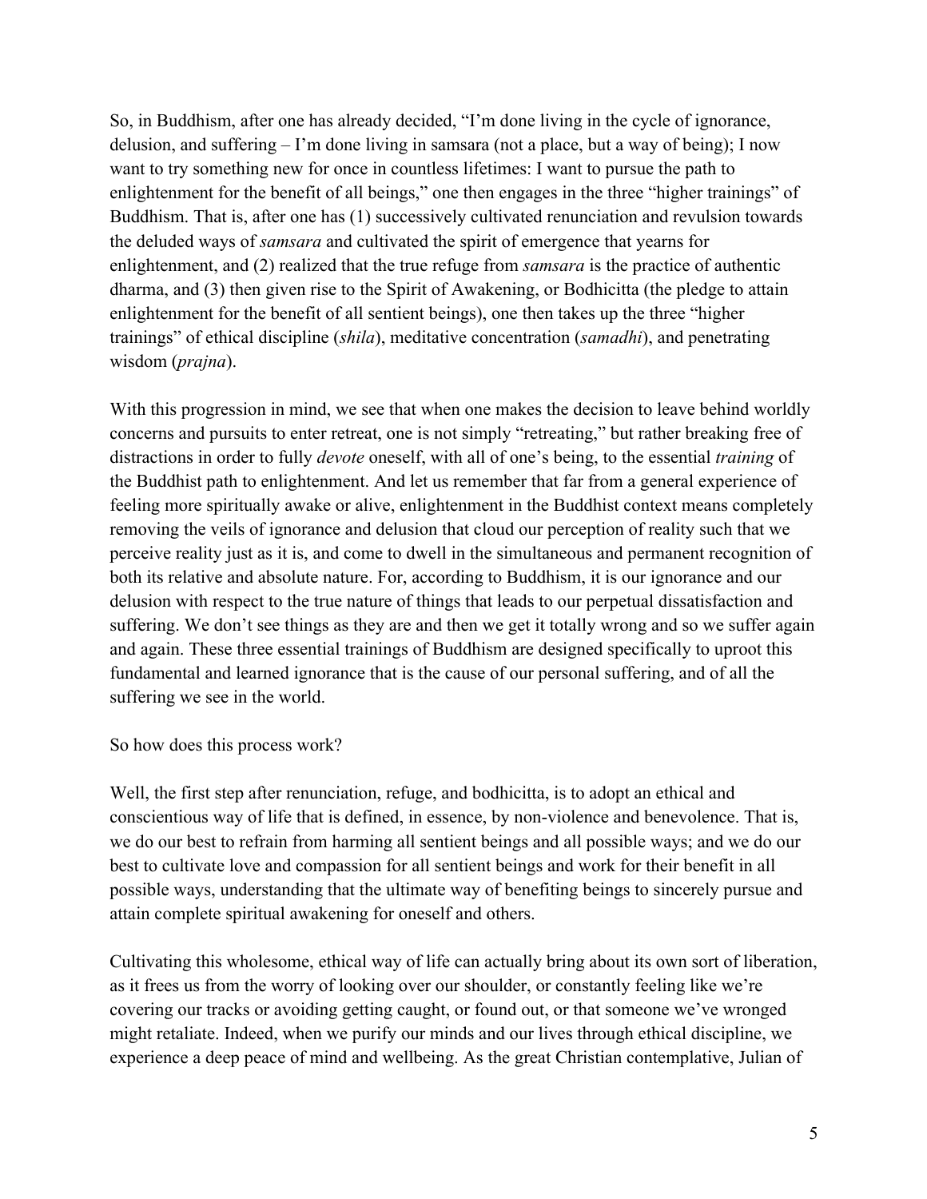So, in Buddhism, after one has already decided, "I'm done living in the cycle of ignorance, delusion, and suffering – I'm done living in samsara (not a place, but a way of being); I now want to try something new for once in countless lifetimes: I want to pursue the path to enlightenment for the benefit of all beings," one then engages in the three "higher trainings" of Buddhism. That is, after one has (1) successively cultivated renunciation and revulsion towards the deluded ways of *samsara* and cultivated the spirit of emergence that yearns for enlightenment, and (2) realized that the true refuge from *samsara* is the practice of authentic dharma, and (3) then given rise to the Spirit of Awakening, or Bodhicitta (the pledge to attain enlightenment for the benefit of all sentient beings), one then takes up the three "higher trainings" of ethical discipline (*shila*), meditative concentration (*samadhi*), and penetrating wisdom (*prajna*).

With this progression in mind, we see that when one makes the decision to leave behind worldly concerns and pursuits to enter retreat, one is not simply "retreating," but rather breaking free of distractions in order to fully *devote* oneself, with all of one's being, to the essential *training* of the Buddhist path to enlightenment. And let us remember that far from a general experience of feeling more spiritually awake or alive, enlightenment in the Buddhist context means completely removing the veils of ignorance and delusion that cloud our perception of reality such that we perceive reality just as it is, and come to dwell in the simultaneous and permanent recognition of both its relative and absolute nature. For, according to Buddhism, it is our ignorance and our delusion with respect to the true nature of things that leads to our perpetual dissatisfaction and suffering. We don't see things as they are and then we get it totally wrong and so we suffer again and again. These three essential trainings of Buddhism are designed specifically to uproot this fundamental and learned ignorance that is the cause of our personal suffering, and of all the suffering we see in the world.

So how does this process work?

Well, the first step after renunciation, refuge, and bodhicitta, is to adopt an ethical and conscientious way of life that is defined, in essence, by non-violence and benevolence. That is, we do our best to refrain from harming all sentient beings and all possible ways; and we do our best to cultivate love and compassion for all sentient beings and work for their benefit in all possible ways, understanding that the ultimate way of benefiting beings to sincerely pursue and attain complete spiritual awakening for oneself and others.

Cultivating this wholesome, ethical way of life can actually bring about its own sort of liberation, as it frees us from the worry of looking over our shoulder, or constantly feeling like we're covering our tracks or avoiding getting caught, or found out, or that someone we've wronged might retaliate. Indeed, when we purify our minds and our lives through ethical discipline, we experience a deep peace of mind and wellbeing. As the great Christian contemplative, Julian of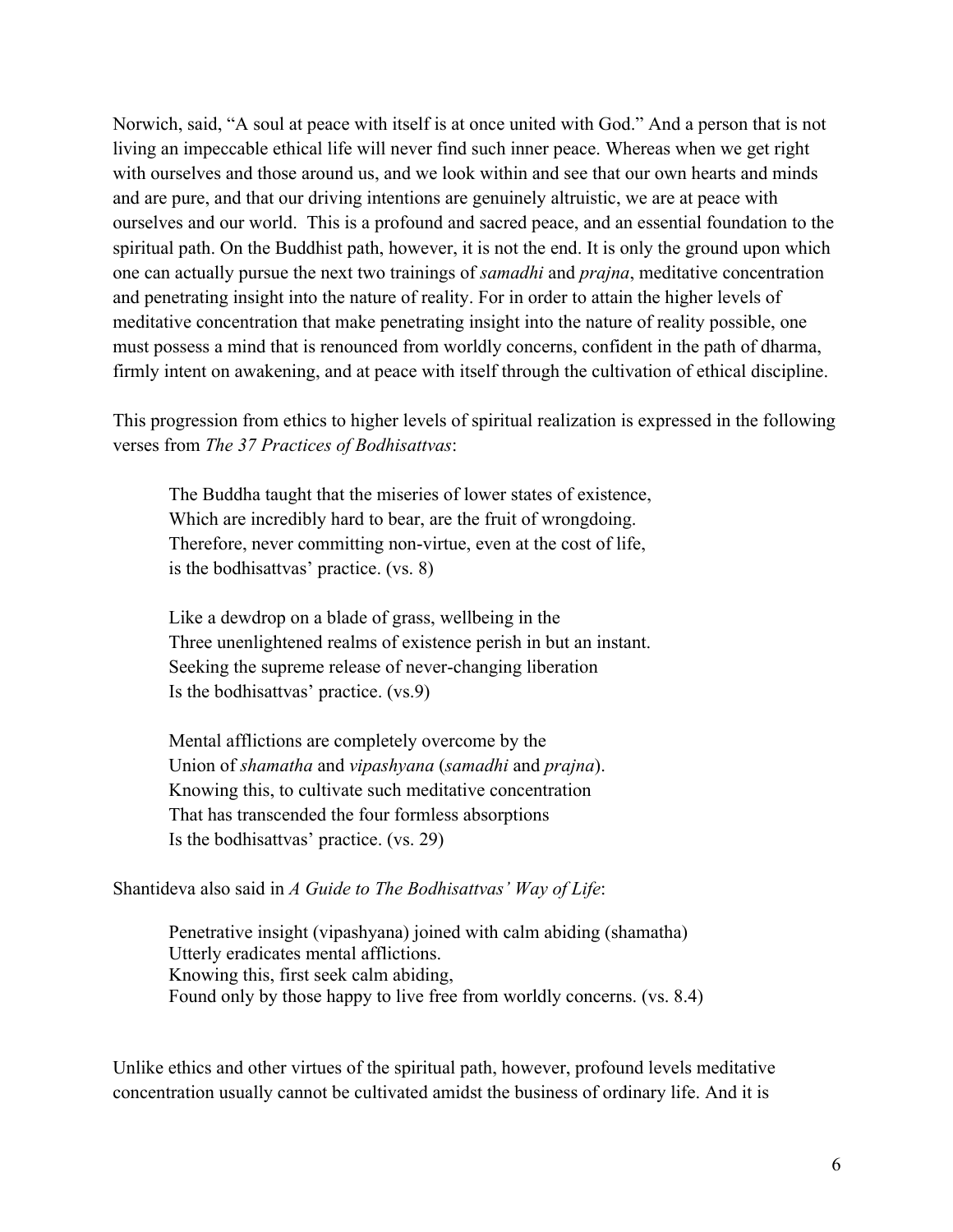Norwich, said, "A soul at peace with itself is at once united with God." And a person that is not living an impeccable ethical life will never find such inner peace. Whereas when we get right with ourselves and those around us, and we look within and see that our own hearts and minds and are pure, and that our driving intentions are genuinely altruistic, we are at peace with ourselves and our world. This is a profound and sacred peace, and an essential foundation to the spiritual path. On the Buddhist path, however, it is not the end. It is only the ground upon which one can actually pursue the next two trainings of *samadhi* and *prajna*, meditative concentration and penetrating insight into the nature of reality. For in order to attain the higher levels of meditative concentration that make penetrating insight into the nature of reality possible, one must possess a mind that is renounced from worldly concerns, confident in the path of dharma, firmly intent on awakening, and at peace with itself through the cultivation of ethical discipline.

This progression from ethics to higher levels of spiritual realization is expressed in the following verses from *The 37 Practices of Bodhisattvas*:

> The Buddha taught that the miseries of lower states of existence,
> Which are incredibly hard to bear, are the fruit of wrongdoing.
> Therefore, never committing non-virtue, even at the cost of life,
> is the bodhisattvas' practice. (vs. 8)
>
> Like a dewdrop on a blade of grass, wellbeing in the
> Three unenlightened realms of existence perish in but an instant.
> Seeking the supreme release of never-changing liberation
> Is the bodhisattvas' practice. (vs.9)
>
> Mental afflictions are completely overcome by the
> Union of *shamatha* and *vipashyana* (*samadhi* and *prajna*).
> Knowing this, to cultivate such meditative concentration
> That has transcended the four formless absorptions
> Is the bodhisattvas' practice. (vs. 29)

Shantideva also said in *A Guide to The Bodhisattvas' Way of Life*:

> Penetrative insight (vipashyana) joined with calm abiding (shamatha)
> Utterly eradicates mental afflictions.
> Knowing this, first seek calm abiding,
> Found only by those happy to live free from worldly concerns. (vs. 8.4)

Unlike ethics and other virtues of the spiritual path, however, profound levels meditative concentration usually cannot be cultivated amidst the business of ordinary life. And it is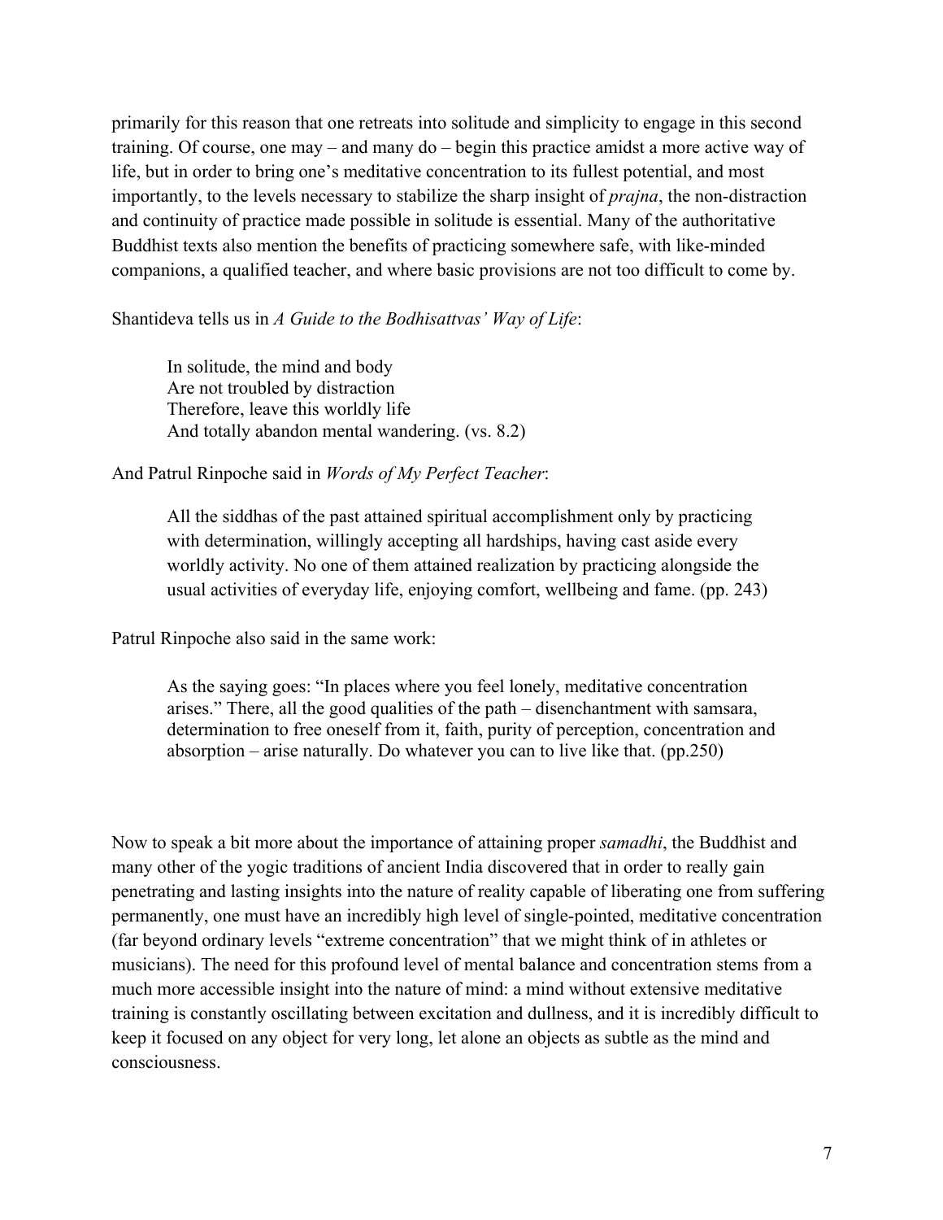primarily for this reason that one retreats into solitude and simplicity to engage in this second training. Of course, one may – and many do – begin this practice amidst a more active way of life, but in order to bring one's meditative concentration to its fullest potential, and most importantly, to the levels necessary to stabilize the sharp insight of *prajna*, the non-distraction and continuity of practice made possible in solitude is essential. Many of the authoritative Buddhist texts also mention the benefits of practicing somewhere safe, with like-minded companions, a qualified teacher, and where basic provisions are not too difficult to come by.

Shantideva tells us in *A Guide to the Bodhisattvas' Way of Life*:

> In solitude, the mind and body
> Are not troubled by distraction
> Therefore, leave this worldly life
> And totally abandon mental wandering. (vs. 8.2)

And Patrul Rinpoche said in *Words of My Perfect Teacher*:

> All the siddhas of the past attained spiritual accomplishment only by practicing with determination, willingly accepting all hardships, having cast aside every worldly activity. No one of them attained realization by practicing alongside the usual activities of everyday life, enjoying comfort, wellbeing and fame. (pp. 243)

Patrul Rinpoche also said in the same work:

> As the saying goes: "In places where you feel lonely, meditative concentration arises." There, all the good qualities of the path – disenchantment with samsara, determination to free oneself from it, faith, purity of perception, concentration and absorption – arise naturally. Do whatever you can to live like that. (pp.250)

Now to speak a bit more about the importance of attaining proper *samadhi*, the Buddhist and many other of the yogic traditions of ancient India discovered that in order to really gain penetrating and lasting insights into the nature of reality capable of liberating one from suffering permanently, one must have an incredibly high level of single-pointed, meditative concentration (far beyond ordinary levels "extreme concentration" that we might think of in athletes or musicians). The need for this profound level of mental balance and concentration stems from a much more accessible insight into the nature of mind: a mind without extensive meditative training is constantly oscillating between excitation and dullness, and it is incredibly difficult to keep it focused on any object for very long, let alone an objects as subtle as the mind and consciousness.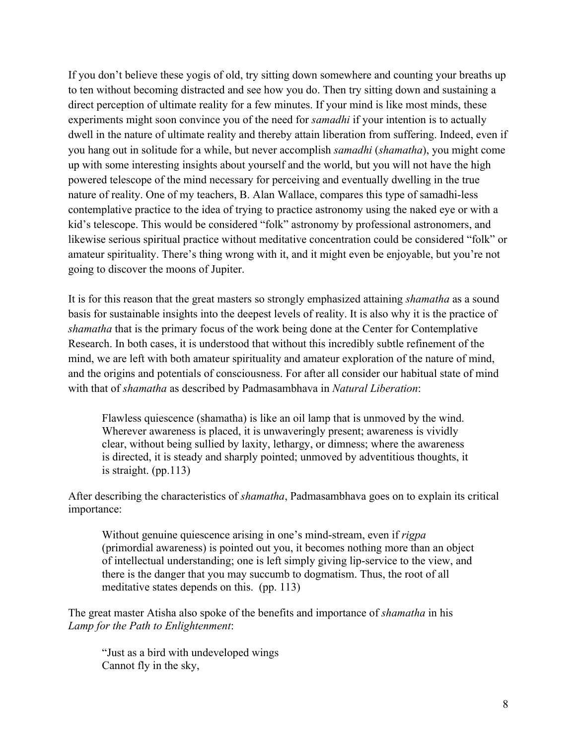If you don't believe these yogis of old, try sitting down somewhere and counting your breaths up to ten without becoming distracted and see how you do. Then try sitting down and sustaining a direct perception of ultimate reality for a few minutes. If your mind is like most minds, these experiments might soon convince you of the need for *samadhi* if your intention is to actually dwell in the nature of ultimate reality and thereby attain liberation from suffering. Indeed, even if you hang out in solitude for a while, but never accomplish *samadhi* (*shamatha*), you might come up with some interesting insights about yourself and the world, but you will not have the high powered telescope of the mind necessary for perceiving and eventually dwelling in the true nature of reality. One of my teachers, B. Alan Wallace, compares this type of samadhi-less contemplative practice to the idea of trying to practice astronomy using the naked eye or with a kid's telescope. This would be considered "folk" astronomy by professional astronomers, and likewise serious spiritual practice without meditative concentration could be considered "folk" or amateur spirituality. There's thing wrong with it, and it might even be enjoyable, but you're not going to discover the moons of Jupiter.

It is for this reason that the great masters so strongly emphasized attaining *shamatha* as a sound basis for sustainable insights into the deepest levels of reality. It is also why it is the practice of *shamatha* that is the primary focus of the work being done at the Center for Contemplative Research. In both cases, it is understood that without this incredibly subtle refinement of the mind, we are left with both amateur spirituality and amateur exploration of the nature of mind, and the origins and potentials of consciousness. For after all consider our habitual state of mind with that of *shamatha* as described by Padmasambhava in *Natural Liberation*:

> Flawless quiescence (shamatha) is like an oil lamp that is unmoved by the wind. Wherever awareness is placed, it is unwaveringly present; awareness is vividly clear, without being sullied by laxity, lethargy, or dimness; where the awareness is directed, it is steady and sharply pointed; unmoved by adventitious thoughts, it is straight. (pp.113)

After describing the characteristics of *shamatha*, Padmasambhava goes on to explain its critical importance:

> Without genuine quiescence arising in one's mind-stream, even if *rigpa* (primordial awareness) is pointed out you, it becomes nothing more than an object of intellectual understanding; one is left simply giving lip-service to the view, and there is the danger that you may succumb to dogmatism. Thus, the root of all meditative states depends on this. (pp. 113)

The great master Atisha also spoke of the benefits and importance of *shamatha* in his *Lamp for the Path to Enlightenment*:

> "Just as a bird with undeveloped wings
> Cannot fly in the sky,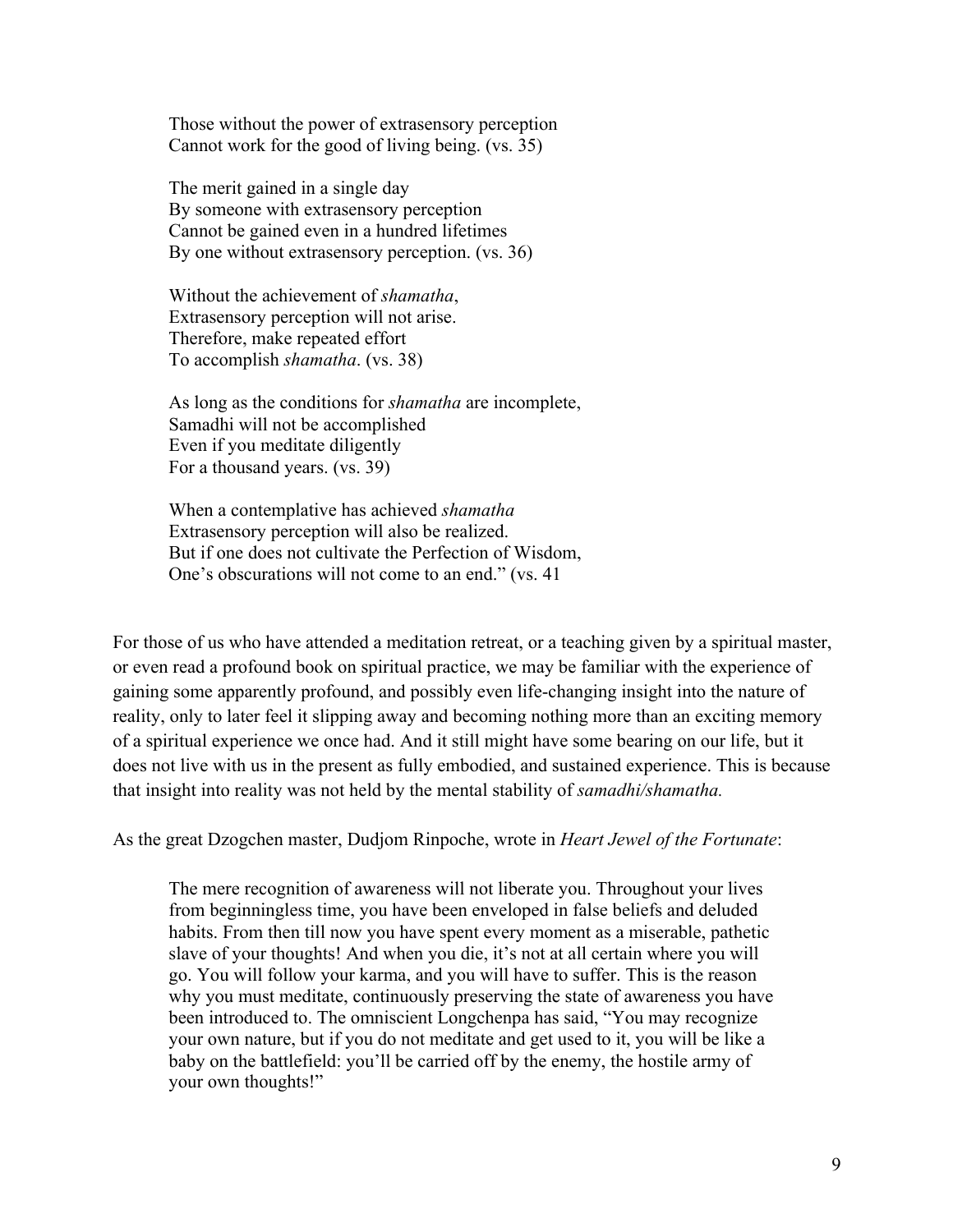> Those without the power of extrasensory perception
> Cannot work for the good of living being. (vs. 35)
>
> The merit gained in a single day
> By someone with extrasensory perception
> Cannot be gained even in a hundred lifetimes
> By one without extrasensory perception. (vs. 36)
>
> Without the achievement of *shamatha*,
> Extrasensory perception will not arise.
> Therefore, make repeated effort
> To accomplish *shamatha*. (vs. 38)
>
> As long as the conditions for *shamatha* are incomplete,
> Samadhi will not be accomplished
> Even if you meditate diligently
> For a thousand years. (vs. 39)
>
> When a contemplative has achieved *shamatha*
> Extrasensory perception will also be realized.
> But if one does not cultivate the Perfection of Wisdom,
> One's obscurations will not come to an end." (vs. 41

For those of us who have attended a meditation retreat, or a teaching given by a spiritual master, or even read a profound book on spiritual practice, we may be familiar with the experience of gaining some apparently profound, and possibly even life-changing insight into the nature of reality, only to later feel it slipping away and becoming nothing more than an exciting memory of a spiritual experience we once had. And it still might have some bearing on our life, but it does not live with us in the present as fully embodied, and sustained experience. This is because that insight into reality was not held by the mental stability of *samadhi/shamatha.*

As the great Dzogchen master, Dudjom Rinpoche, wrote in *Heart Jewel of the Fortunate*:

> The mere recognition of awareness will not liberate you. Throughout your lives from beginningless time, you have been enveloped in false beliefs and deluded habits. From then till now you have spent every moment as a miserable, pathetic slave of your thoughts! And when you die, it's not at all certain where you will go. You will follow your karma, and you will have to suffer. This is the reason why you must meditate, continuously preserving the state of awareness you have been introduced to. The omniscient Longchenpa has said, "You may recognize your own nature, but if you do not meditate and get used to it, you will be like a baby on the battlefield: you'll be carried off by the enemy, the hostile army of your own thoughts!"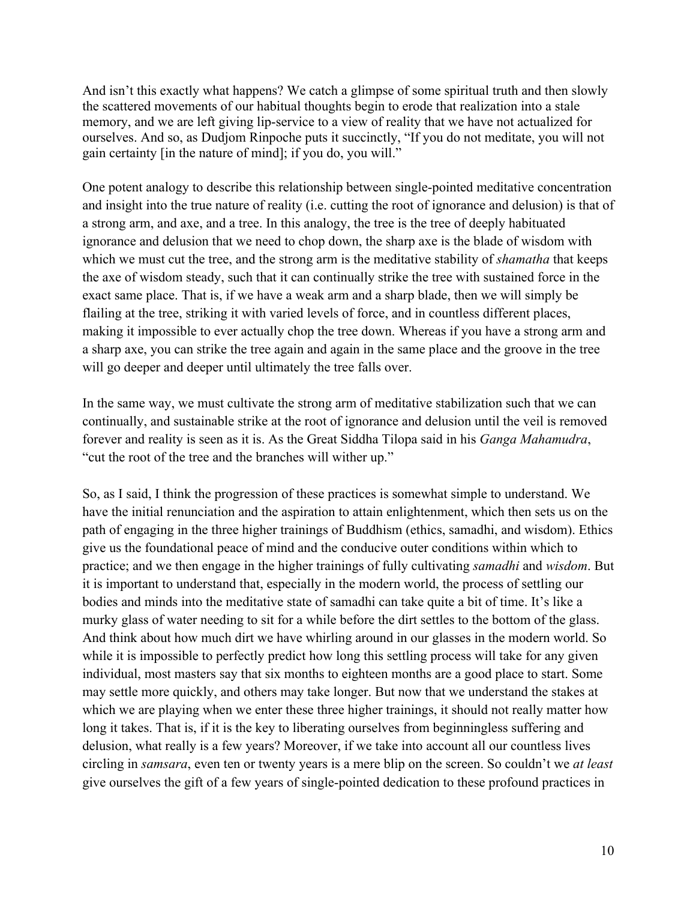And isn't this exactly what happens? We catch a glimpse of some spiritual truth and then slowly the scattered movements of our habitual thoughts begin to erode that realization into a stale memory, and we are left giving lip-service to a view of reality that we have not actualized for ourselves. And so, as Dudjom Rinpoche puts it succinctly, "If you do not meditate, you will not gain certainty [in the nature of mind]; if you do, you will."

One potent analogy to describe this relationship between single-pointed meditative concentration and insight into the true nature of reality (i.e. cutting the root of ignorance and delusion) is that of a strong arm, and axe, and a tree. In this analogy, the tree is the tree of deeply habituated ignorance and delusion that we need to chop down, the sharp axe is the blade of wisdom with which we must cut the tree, and the strong arm is the meditative stability of *shamatha* that keeps the axe of wisdom steady, such that it can continually strike the tree with sustained force in the exact same place. That is, if we have a weak arm and a sharp blade, then we will simply be flailing at the tree, striking it with varied levels of force, and in countless different places, making it impossible to ever actually chop the tree down. Whereas if you have a strong arm and a sharp axe, you can strike the tree again and again in the same place and the groove in the tree will go deeper and deeper until ultimately the tree falls over.

In the same way, we must cultivate the strong arm of meditative stabilization such that we can continually, and sustainable strike at the root of ignorance and delusion until the veil is removed forever and reality is seen as it is. As the Great Siddha Tilopa said in his *Ganga Mahamudra*, "cut the root of the tree and the branches will wither up."

So, as I said, I think the progression of these practices is somewhat simple to understand. We have the initial renunciation and the aspiration to attain enlightenment, which then sets us on the path of engaging in the three higher trainings of Buddhism (ethics, samadhi, and wisdom). Ethics give us the foundational peace of mind and the conducive outer conditions within which to practice; and we then engage in the higher trainings of fully cultivating *samadhi* and *wisdom*. But it is important to understand that, especially in the modern world, the process of settling our bodies and minds into the meditative state of samadhi can take quite a bit of time. It's like a murky glass of water needing to sit for a while before the dirt settles to the bottom of the glass. And think about how much dirt we have whirling around in our glasses in the modern world. So while it is impossible to perfectly predict how long this settling process will take for any given individual, most masters say that six months to eighteen months are a good place to start. Some may settle more quickly, and others may take longer. But now that we understand the stakes at which we are playing when we enter these three higher trainings, it should not really matter how long it takes. That is, if it is the key to liberating ourselves from beginningless suffering and delusion, what really is a few years? Moreover, if we take into account all our countless lives circling in *samsara*, even ten or twenty years is a mere blip on the screen. So couldn't we *at least* give ourselves the gift of a few years of single-pointed dedication to these profound practices in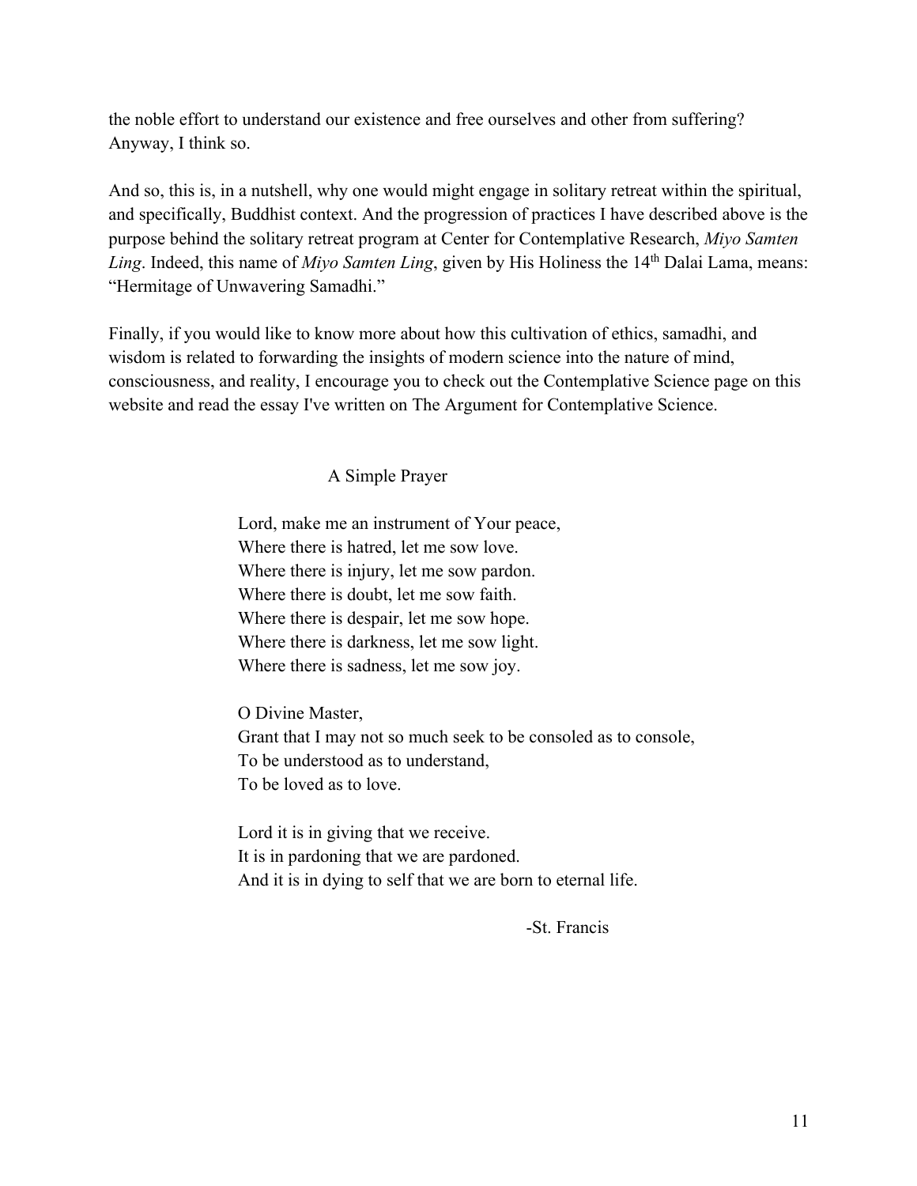the noble effort to understand our existence and free ourselves and other from suffering? Anyway, I think so.

And so, this is, in a nutshell, why one would might engage in solitary retreat within the spiritual, and specifically, Buddhist context. And the progression of practices I have described above is the purpose behind the solitary retreat program at Center for Contemplative Research, *Miyo Samten Ling*. Indeed, this name of *Miyo Samten Ling*, given by His Holiness the 14th Dalai Lama, means: "Hermitage of Unwavering Samadhi."

Finally, if you would like to know more about how this cultivation of ethics, samadhi, and wisdom is related to forwarding the insights of modern science into the nature of mind, consciousness, and reality, I encourage you to check out the Contemplative Science page on this website and read the essay I've written on The Argument for Contemplative Science.

A Simple Prayer

Lord, make me an instrument of Your peace,  
Where there is hatred, let me sow love.  
Where there is injury, let me sow pardon.  
Where there is doubt, let me sow faith.  
Where there is despair, let me sow hope.  
Where there is darkness, let me sow light.  
Where there is sadness, let me sow joy.

O Divine Master,  
Grant that I may not so much seek to be consoled as to console,  
To be understood as to understand,  
To be loved as to love.

Lord it is in giving that we receive.  
It is in pardoning that we are pardoned.  
And it is in dying to self that we are born to eternal life.

-St. Francis